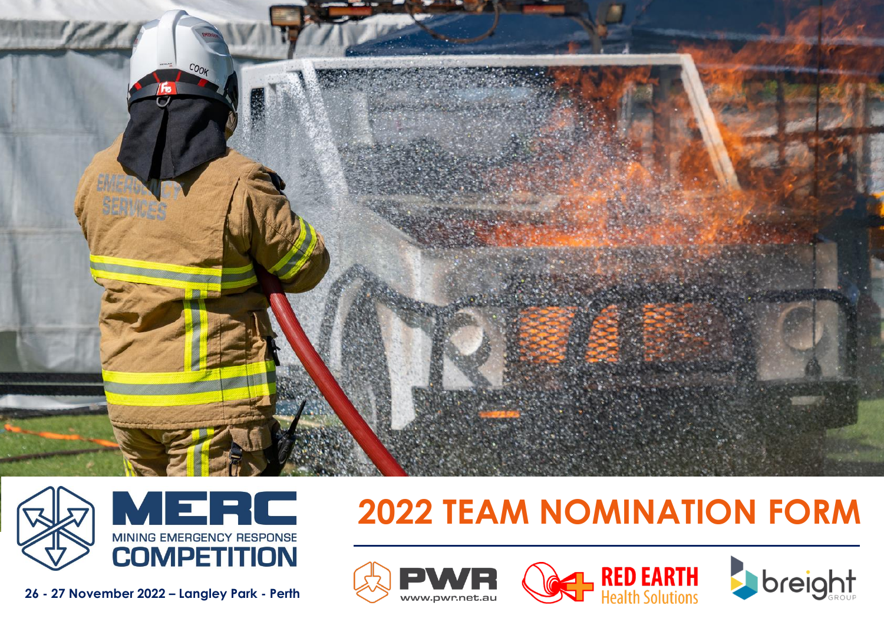# MERC

MINING EMERGENCY RESPONSE COMPETITION

**26 - 27 November 2022 – Langley Park - Perth**

# 2022 TEAM NOMINATION FORM

PWR www.pwr.net.au

RED EARTH Health Solutions

breight GROUP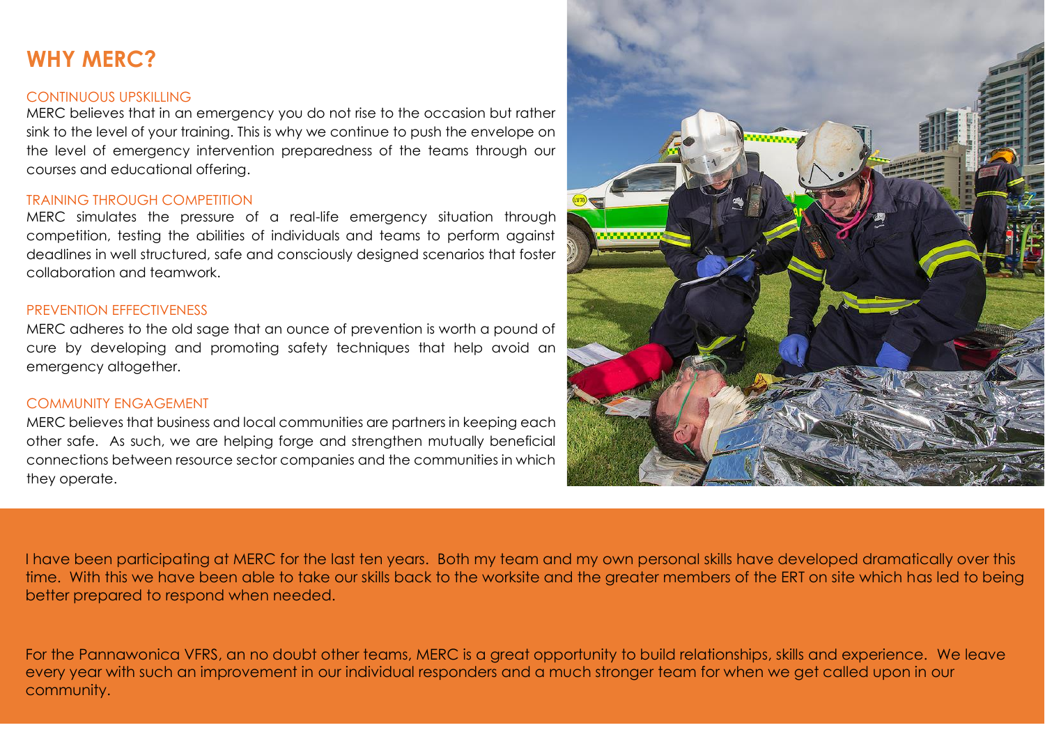## WHY MERC?

### CONTINUOUS UPSKILLING

MERC believes that in an emergency you do not rise to the occasion but rather sink to the level of your training. This is why we continue to push the envelope on the level of emergency intervention preparedness of the teams through our courses and educational offering.

### TRAINING THROUGH COMPETITION

MERC simulates the pressure of a real-life emergency situation through competition, testing the abilities of individuals and teams to perform against deadlines in well structured, safe and consciously designed scenarios that foster collaboration and teamwork.

### PREVENTION EFFECTIVENESS

MERC adheres to the old sage that an ounce of prevention is worth a pound of cure by developing and promoting safety techniques that help avoid an emergency altogether.

### COMMUNITY ENGAGEMENT

MERC believes that business and local communities are partners in keeping each other safe. As such, we are helping forge and strengthen mutually beneficial connections between resource sector companies and the communities in which they operate.

I have been participating at MERC for the last ten years. Both my team and my own personal skills have developed dramatically over this time. With this we have been able to take our skills back to the worksite and the greater members of the ERT on site which has led to being better prepared to respond when needed.

For the Pannawonica VFRS, an no doubt other teams, MERC is a great opportunity to build relationships, skills and experience. We leave every year with such an improvement in our individual responders and a much stronger team for when we get called upon in our community.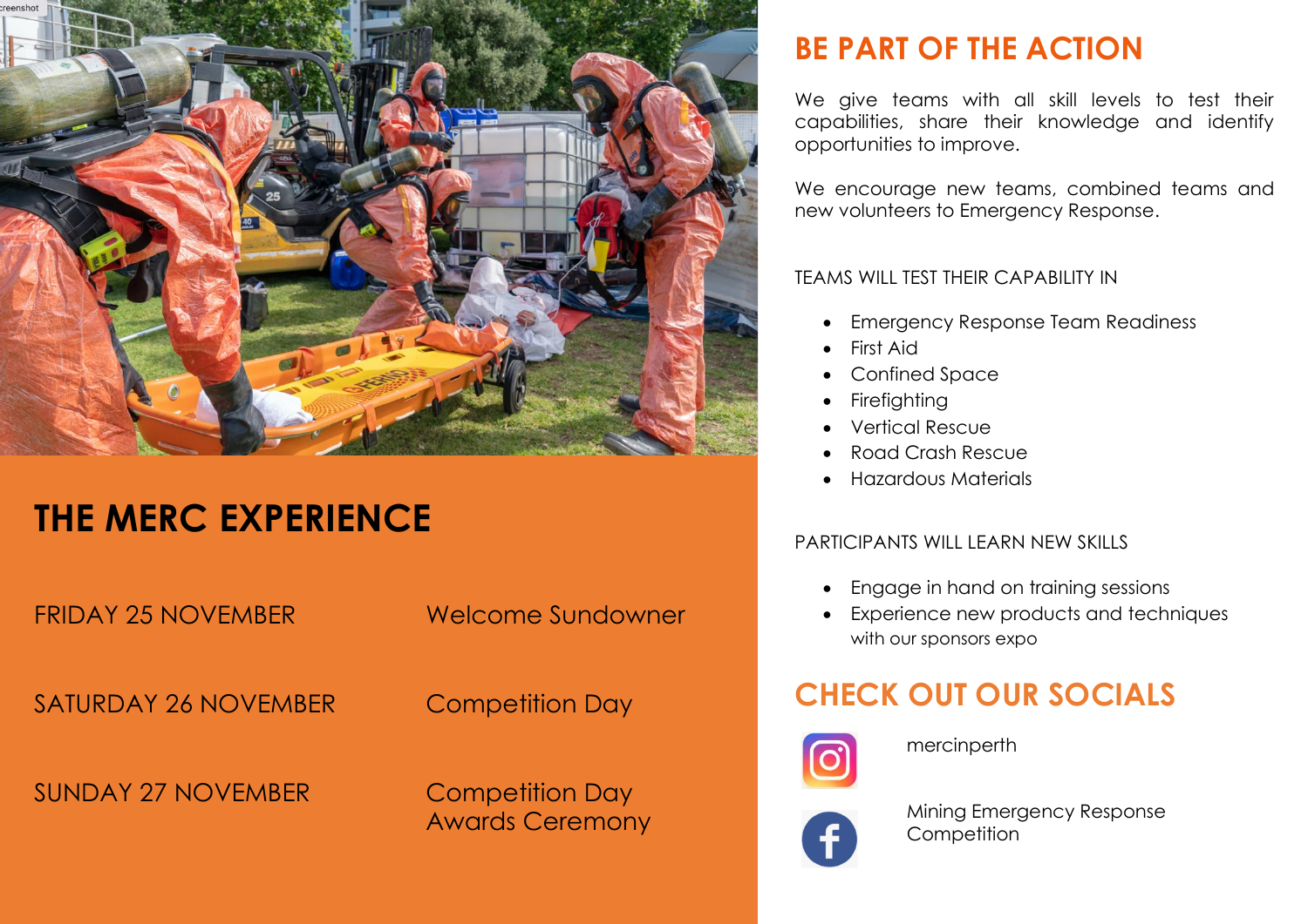## THE MERC EXPERIENCE

| | |
|---|---|
| FRIDAY 25 NOVEMBER | Welcome Sundowner |
| SATURDAY 26 NOVEMBER | Competition Day |
| SUNDAY 27 NOVEMBER | Competition Day<br>Awards Ceremony |

## BE PART OF THE ACTION

We give teams with all skill levels to test their capabilities, share their knowledge and identify opportunities to improve.

We encourage new teams, combined teams and new volunteers to Emergency Response.

TEAMS WILL TEST THEIR CAPABILITY IN

- Emergency Response Team Readiness
- First Aid
- Confined Space
- Firefighting
- Vertical Rescue
- Road Crash Rescue
- Hazardous Materials

PARTICIPANTS WILL LEARN NEW SKILLS

- Engage in hand on training sessions
- Experience new products and techniques with our sponsors expo

## CHECK OUT OUR SOCIALS

mercinperth

Mining Emergency Response Competition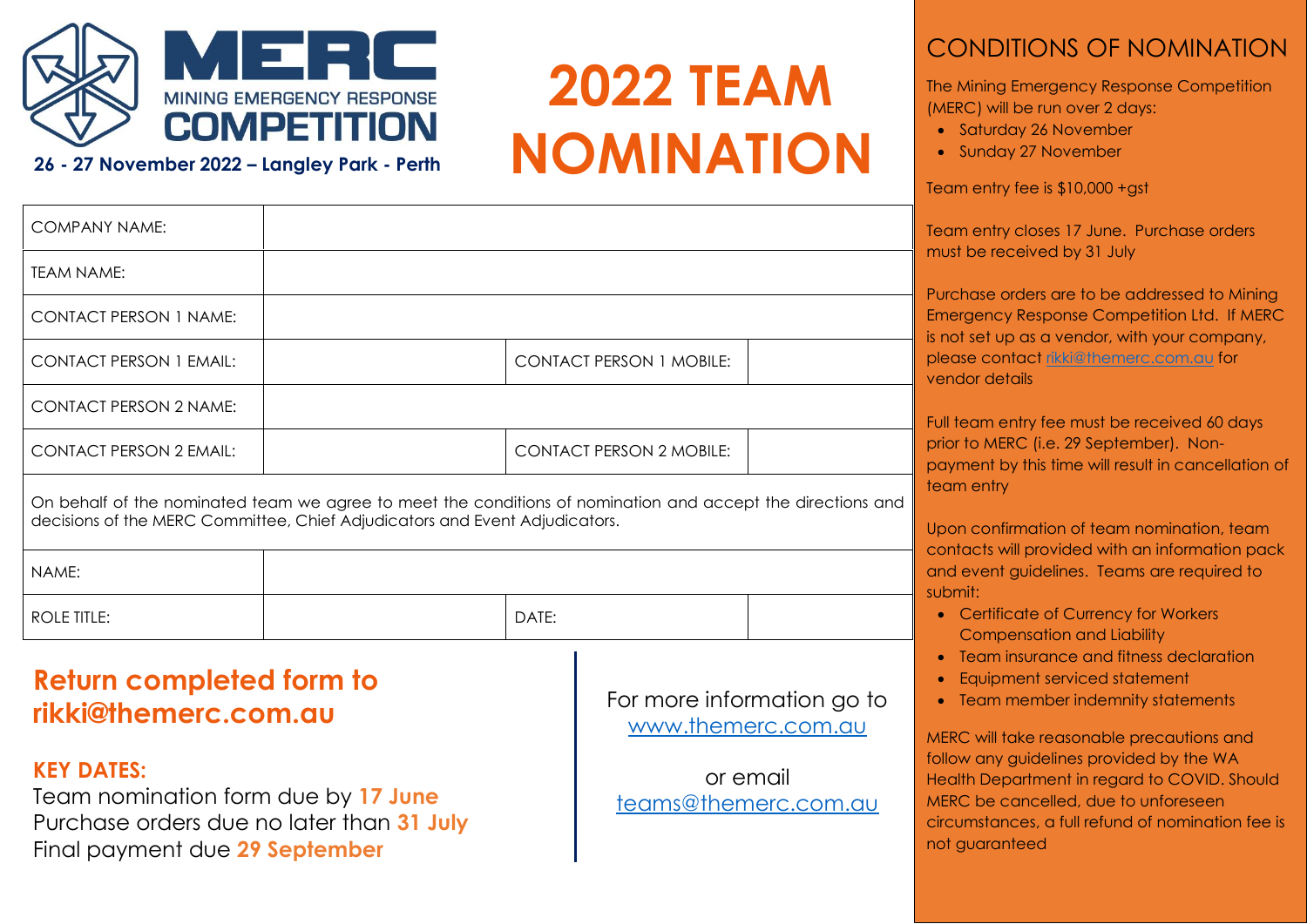# MERC

MINING EMERGENCY RESPONSE COMPETITION

**26 - 27 November 2022 – Langley Park - Perth**

# 2022 TEAM NOMINATION

| | | | |
|---|---|---|---|
| COMPANY NAME: | | | |
| TEAM NAME: | | | |
| CONTACT PERSON 1 NAME: | | | |
| CONTACT PERSON 1 EMAIL: | | CONTACT PERSON 1 MOBILE: | |
| CONTACT PERSON 2 NAME: | | | |
| CONTACT PERSON 2 EMAIL: | | CONTACT PERSON 2 MOBILE: | |

On behalf of the nominated team we agree to meet the conditions of nomination and accept the directions and decisions of the MERC Committee, Chief Adjudicators and Event Adjudicators.

| | | | |
|---|---|---|---|
| NAME: | | | |
| ROLE TITLE: | | DATE: | |

## Return completed form to rikki@themerc.com.au

**KEY DATES:**

Team nomination form due by **17 June**
Purchase orders due no later than **31 July**
Final payment due **29 September**

For more information go to www.themerc.com.au

or email teams@themerc.com.au

## CONDITIONS OF NOMINATION

The Mining Emergency Response Competition (MERC) will be run over 2 days:

- Saturday 26 November
- Sunday 27 November

Team entry fee is $10,000 +gst

Team entry closes 17 June. Purchase orders must be received by 31 July

Purchase orders are to be addressed to Mining Emergency Response Competition Ltd. If MERC is not set up as a vendor, with your company, please contact rikki@themerc.com.au for vendor details

Full team entry fee must be received 60 days prior to MERC (i.e. 29 September). Non-payment by this time will result in cancellation of team entry

Upon confirmation of team nomination, team contacts will provided with an information pack and event guidelines. Teams are required to submit:

- Certificate of Currency for Workers Compensation and Liability
- Team insurance and fitness declaration
- Equipment serviced statement
- Team member indemnity statements

MERC will take reasonable precautions and follow any guidelines provided by the WA Health Department in regard to COVID. Should MERC be cancelled, due to unforeseen circumstances, a full refund of nomination fee is not guaranteed